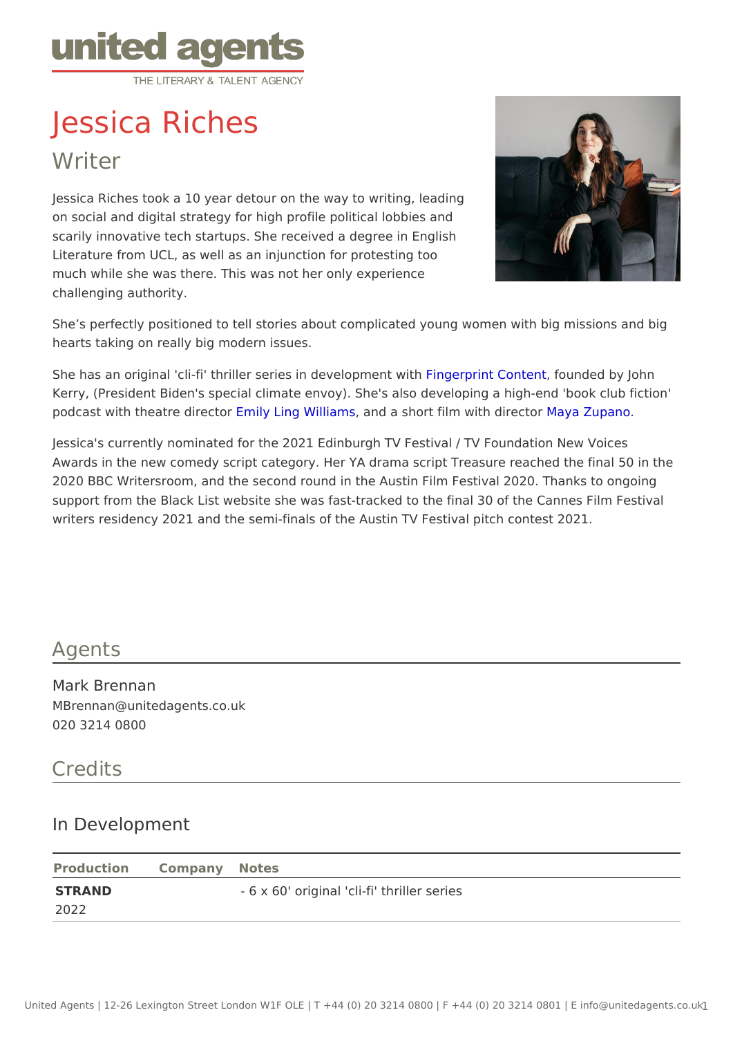united agents

THE LITERARY & TALENT AGENCY

# Jessica Riches

## Writer

Jessica Riches took a 10 year detour on the way to writing, leading on social and digital strategy for high profile political lobbies and scarily innovative tech startups. She received a degree in English Literature from UCL, as well as an injunction for protesting too much while she was there. This was not her only experience challenging authority.

She's perfectly positioned to tell stories about complicated young women with big missions and big hearts taking on really big modern issues.

She has an original 'cli-fi' thriller series in development with Fingerprint Content, founded by John Kerry, (President Biden's special climate envoy). She's also developing a high-end 'book club fiction' podcast with theatre director Emily Ling Williams, and a short film with director Maya Zupano.

Jessica's currently nominated for the 2021 Edinburgh TV Festival / TV Foundation New Voices Awards in the new comedy script category. Her YA drama script Treasure reached the final 50 in the 2020 BBC Writersroom, and the second round in the Austin Film Festival 2020. Thanks to ongoing support from the Black List website she was fast-tracked to the final 30 of the Cannes Film Festival writers residency 2021 and the semi-finals of the Austin TV Festival pitch contest 2021.

## Agents

Mark Brennan
MBrennan@unitedagents.co.uk
020 3214 0800

## Credits

### In Development

| Production | Company | Notes |
|---|---|---|
| **STRAND** 2022 | | - 6 x 60' original 'cli-fi' thriller series |

United Agents | 12-26 Lexington Street London W1F OLE | T +44 (0) 20 3214 0800 | F +44 (0) 20 3214 0801 | E info@unitedagents.co.uk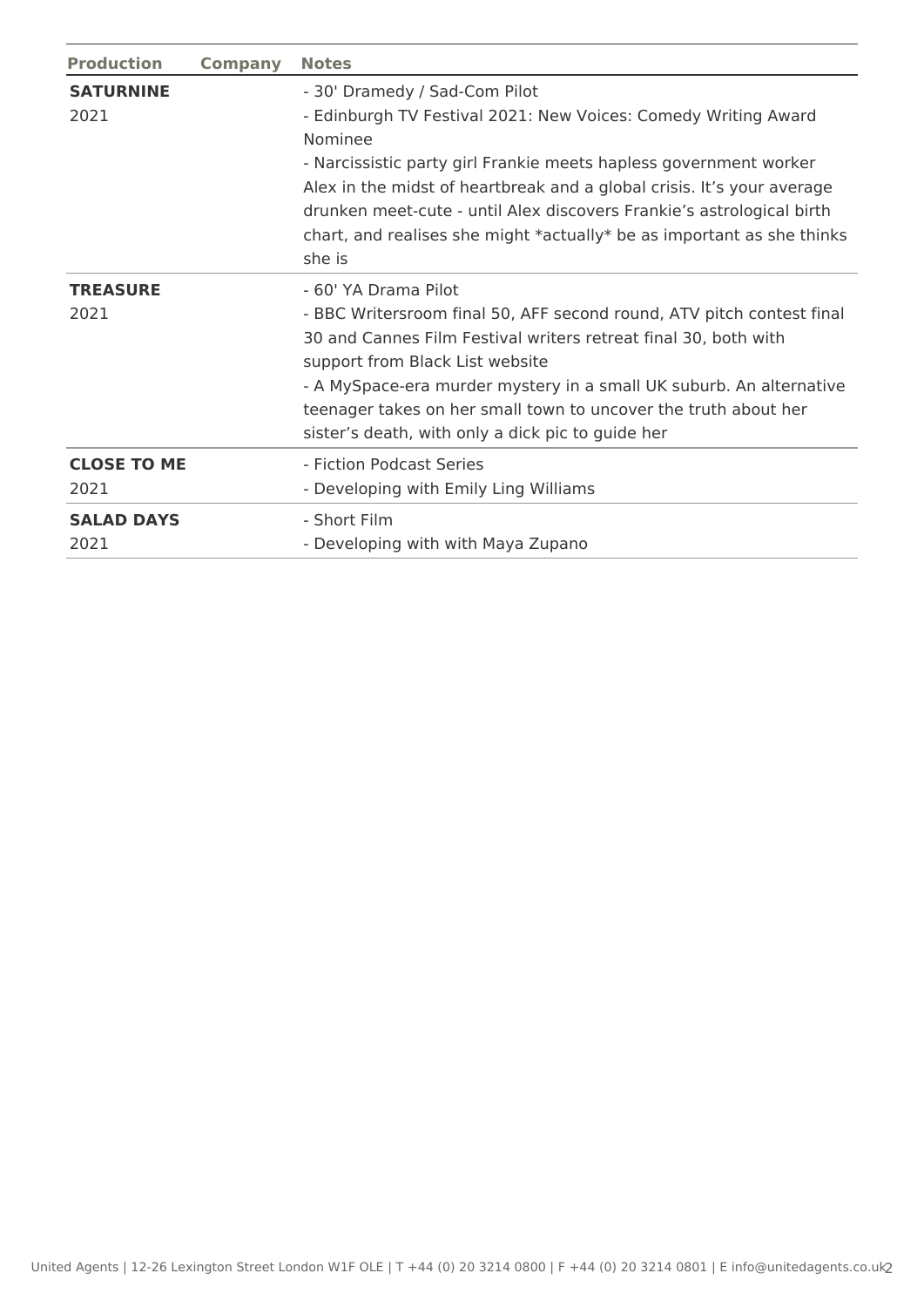| Production | Company | Notes |
| --- | --- | --- |
| **SATURNINE**<br>2021 | | - 30' Dramedy / Sad-Com Pilot<br>- Edinburgh TV Festival 2021: New Voices: Comedy Writing Award Nominee<br>- Narcissistic party girl Frankie meets hapless government worker Alex in the midst of heartbreak and a global crisis. It's your average drunken meet-cute - until Alex discovers Frankie's astrological birth chart, and realises she might *actually* be as important as she thinks she is |
| **TREASURE**<br>2021 | | - 60' YA Drama Pilot<br>- BBC Writersroom final 50, AFF second round, ATV pitch contest final 30 and Cannes Film Festival writers retreat final 30, both with support from Black List website<br>- A MySpace-era murder mystery in a small UK suburb. An alternative teenager takes on her small town to uncover the truth about her sister's death, with only a dick pic to guide her |
| **CLOSE TO ME**<br>2021 | | - Fiction Podcast Series<br>- Developing with Emily Ling Williams |
| **SALAD DAYS**<br>2021 | | - Short Film<br>- Developing with with Maya Zupano |